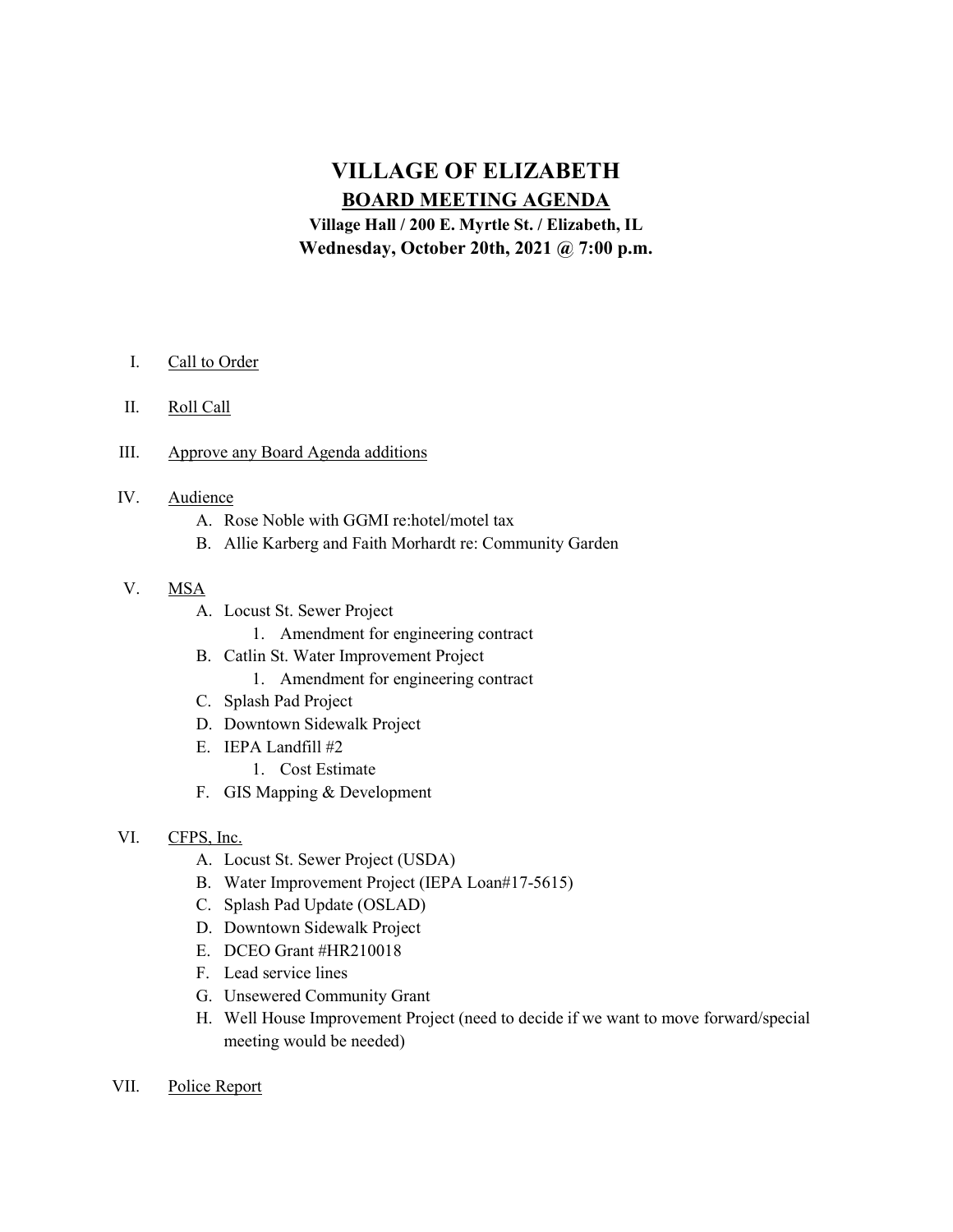# VILLAGE OF ELIZABETH

## BOARD MEETING AGENDA

**Village Hall / 200 E. Myrtle St. / Elizabeth, IL**

**Wednesday, October 20th, 2021 @ 7:00 p.m.**

I. Call to Order

II. Roll Call

III. Approve any Board Agenda additions

IV. Audience
   - A. Rose Noble with GGMI re:hotel/motel tax
   - B. Allie Karberg and Faith Morhardt re: Community Garden

V. MSA
   - A. Locust St. Sewer Project
     1. Amendment for engineering contract
   - B. Catlin St. Water Improvement Project
     1. Amendment for engineering contract
   - C. Splash Pad Project
   - D. Downtown Sidewalk Project
   - E. IEPA Landfill #2
     1. Cost Estimate
   - F. GIS Mapping & Development

VI. CFPS, Inc.
   - A. Locust St. Sewer Project (USDA)
   - B. Water Improvement Project (IEPA Loan#17-5615)
   - C. Splash Pad Update (OSLAD)
   - D. Downtown Sidewalk Project
   - E. DCEO Grant #HR210018
   - F. Lead service lines
   - G. Unsewered Community Grant
   - H. Well House Improvement Project (need to decide if we want to move forward/special meeting would be needed)

VII. Police Report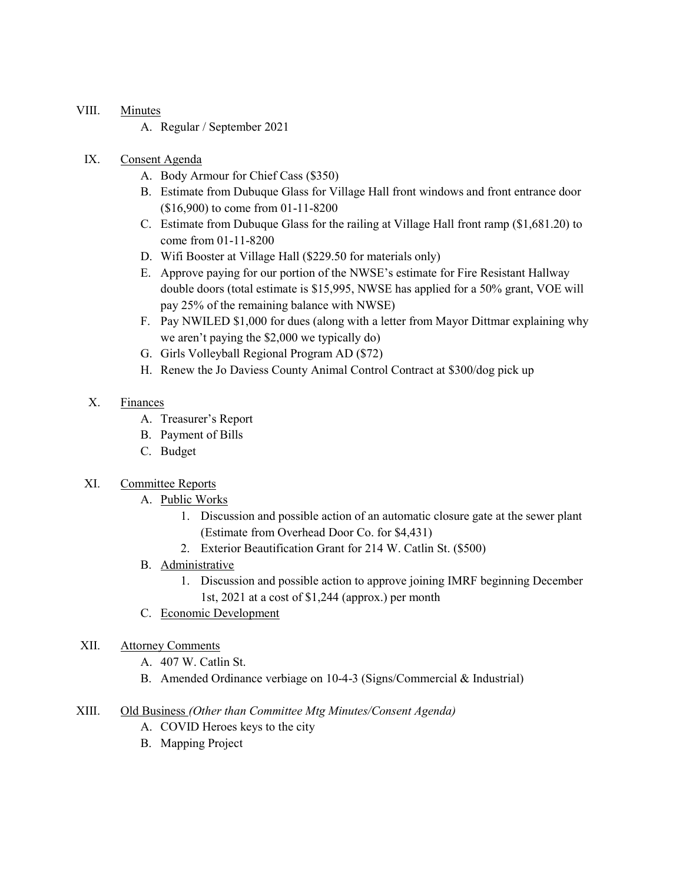VIII. Minutes

A. Regular / September 2021

IX. Consent Agenda

A. Body Armour for Chief Cass ($350)
B. Estimate from Dubuque Glass for Village Hall front windows and front entrance door ($16,900) to come from 01-11-8200
C. Estimate from Dubuque Glass for the railing at Village Hall front ramp ($1,681.20) to come from 01-11-8200
D. Wifi Booster at Village Hall ($229.50 for materials only)
E. Approve paying for our portion of the NWSE's estimate for Fire Resistant Hallway double doors (total estimate is $15,995, NWSE has applied for a 50% grant, VOE will pay 25% of the remaining balance with NWSE)
F. Pay NWILED $1,000 for dues (along with a letter from Mayor Dittmar explaining why we aren't paying the $2,000 we typically do)
G. Girls Volleyball Regional Program AD ($72)
H. Renew the Jo Daviess County Animal Control Contract at $300/dog pick up

X. Finances

A. Treasurer's Report
B. Payment of Bills
C. Budget

XI. Committee Reports

A. Public Works
   1. Discussion and possible action of an automatic closure gate at the sewer plant (Estimate from Overhead Door Co. for $4,431)
   2. Exterior Beautification Grant for 214 W. Catlin St. ($500)
B. Administrative
   1. Discussion and possible action to approve joining IMRF beginning December 1st, 2021 at a cost of $1,244 (approx.) per month
C. Economic Development

XII. Attorney Comments

A. 407 W. Catlin St.
B. Amended Ordinance verbiage on 10-4-3 (Signs/Commercial & Industrial)

XIII. Old Business *(Other than Committee Mtg Minutes/Consent Agenda)*

A. COVID Heroes keys to the city
B. Mapping Project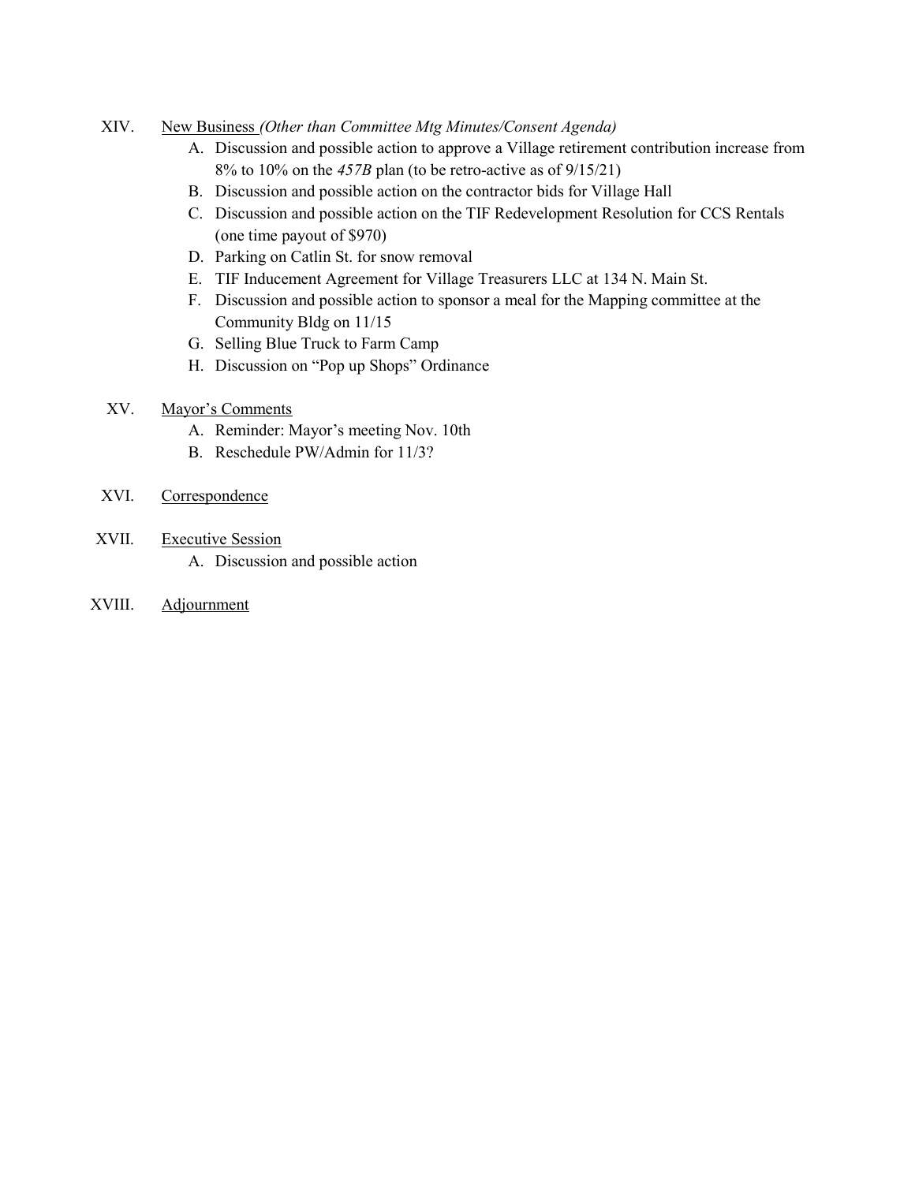XIV. <u>New Business</u> *(Other than Committee Mtg Minutes/Consent Agenda)*

   A. Discussion and possible action to approve a Village retirement contribution increase from 8% to 10% on the *457B* plan (to be retro-active as of 9/15/21)
   B. Discussion and possible action on the contractor bids for Village Hall
   C. Discussion and possible action on the TIF Redevelopment Resolution for CCS Rentals (one time payout of $970)
   D. Parking on Catlin St. for snow removal
   E. TIF Inducement Agreement for Village Treasurers LLC at 134 N. Main St.
   F. Discussion and possible action to sponsor a meal for the Mapping committee at the Community Bldg on 11/15
   G. Selling Blue Truck to Farm Camp
   H. Discussion on "Pop up Shops" Ordinance

XV. <u>Mayor's Comments</u>

   A. Reminder: Mayor's meeting Nov. 10th
   B. Reschedule PW/Admin for 11/3?

XVI. <u>Correspondence</u>

XVII. <u>Executive Session</u>

   A. Discussion and possible action

XVIII. <u>Adjournment</u>